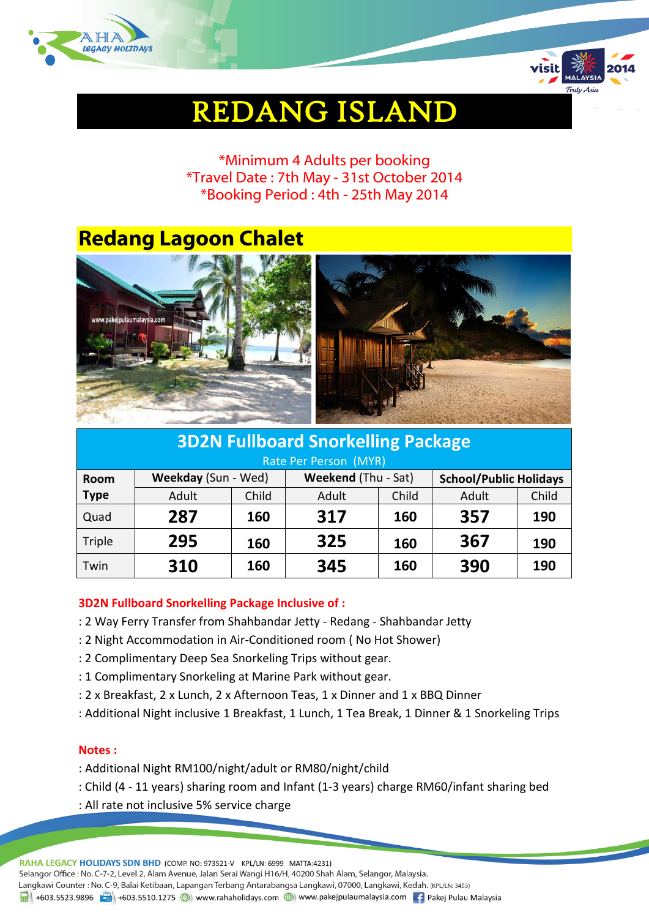# REDANG ISLAND

*Minimum 4 Adults per booking
*Travel Date : 7th May - 31st October 2014
*Booking Period : 4th - 25th May 2014

## Redang Lagoon Chalet

### 3D2N Fullboard Snorkelling Package

Rate Per Person (MYR)

| Room Type | **Weekday** (Sun - Wed) | | **Weekend** (Thu - Sat) | | **School/Public Holidays** | |
|---|---|---|---|---|---|---|
| | Adult | Child | Adult | Child | Adult | Child |
| Quad | **287** | **160** | **317** | **160** | **357** | **190** |
| Triple | **295** | **160** | **325** | **160** | **367** | **190** |
| Twin | **310** | **160** | **345** | **160** | **390** | **190** |

**3D2N Fullboard Snorkelling Package Inclusive of :**

: 2 Way Ferry Transfer from Shahbandar Jetty - Redang - Shahbandar Jetty
: 2 Night Accommodation in Air-Conditioned room ( No Hot Shower)
: 2 Complimentary Deep Sea Snorkeling Trips without gear.
: 1 Complimentary Snorkeling at Marine Park without gear.
: 2 x Breakfast, 2 x Lunch, 2 x Afternoon Teas, 1 x Dinner and 1 x BBQ Dinner
: Additional Night inclusive 1 Breakfast, 1 Lunch, 1 Tea Break, 1 Dinner & 1 Snorkeling Trips

**Notes :**

: Additional Night RM100/night/adult or RM80/night/child
: Child (4 - 11 years) sharing room and Infant (1-3 years) charge RM60/infant sharing bed
: All rate not inclusive 5% service charge

**RAHA LEGACY HOLIDAYS SDN BHD** (COMP. NO: 973521-V KPL/LN: 6999 MATTA:4231)
Selangor Office : No. C-7-2, Level 2, Alam Avenue, Jalan Serai Wangi H16/H, 40200 Shah Alam, Selangor, Malaysia.
Langkawi Counter : No. C-9, Balai Ketibaan, Lapangan Terbang Antarabangsa Langkawi, 07000, Langkawi, Kedah. (KPL/LN: 3453)
+603.5523.9896 +603.5510.1275 www.rahaholidays.com www.pakejpulaumalaysia.com Pakej Pulau Malaysia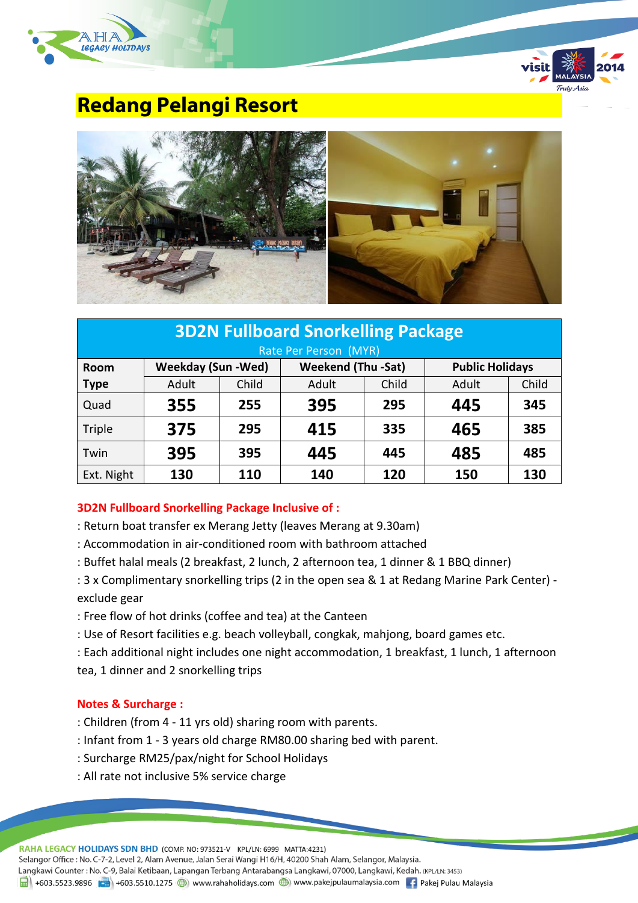# Redang Pelangi Resort

| 3D2N Fullboard Snorkelling Package<br>Rate Per Person (MYR) | | | | | | |
|---|---|---|---|---|---|---|
| **Room Type** | **Weekday (Sun -Wed)** | | **Weekend (Thu -Sat)** | | **Public Holidays** | |
| | Adult | Child | Adult | Child | Adult | Child |
| Quad | **355** | **255** | **395** | **295** | **445** | **345** |
| Triple | **375** | **295** | **415** | **335** | **465** | **385** |
| Twin | **395** | **395** | **445** | **445** | **485** | **485** |
| Ext. Night | **130** | **110** | **140** | **120** | **150** | **130** |

**3D2N Fullboard Snorkelling Package Inclusive of :**

: Return boat transfer ex Merang Jetty (leaves Merang at 9.30am)

: Accommodation in air-conditioned room with bathroom attached

: Buffet halal meals (2 breakfast, 2 lunch, 2 afternoon tea, 1 dinner & 1 BBQ dinner)

: 3 x Complimentary snorkelling trips (2 in the open sea & 1 at Redang Marine Park Center) - exclude gear

: Free flow of hot drinks (coffee and tea) at the Canteen

: Use of Resort facilities e.g. beach volleyball, congkak, mahjong, board games etc.

: Each additional night includes one night accommodation, 1 breakfast, 1 lunch, 1 afternoon tea, 1 dinner and 2 snorkelling trips

**Notes & Surcharge :**

: Children (from 4 - 11 yrs old) sharing room with parents.

: Infant from 1 - 3 years old charge RM80.00 sharing bed with parent.

: Surcharge RM25/pax/night for School Holidays

: All rate not inclusive 5% service charge

**RAHA LEGACY HOLIDAYS SDN BHD** (COMP. NO: 973521-V KPL/LN: 6999 MATTA:4231)
Selangor Office : No. C-7-2, Level 2, Alam Avenue, Jalan Serai Wangi H16/H, 40200 Shah Alam, Selangor, Malaysia.
Langkawi Counter : No. C-9, Balai Ketibaan, Lapangan Terbang Antarabangsa Langkawi, 07000, Langkawi, Kedah. (KPL/LN: 3453)
+603.5523.9896 +603.5510.1275 www.rahaholidays.com www.pakejpulaumalaysia.com Pakej Pulau Malaysia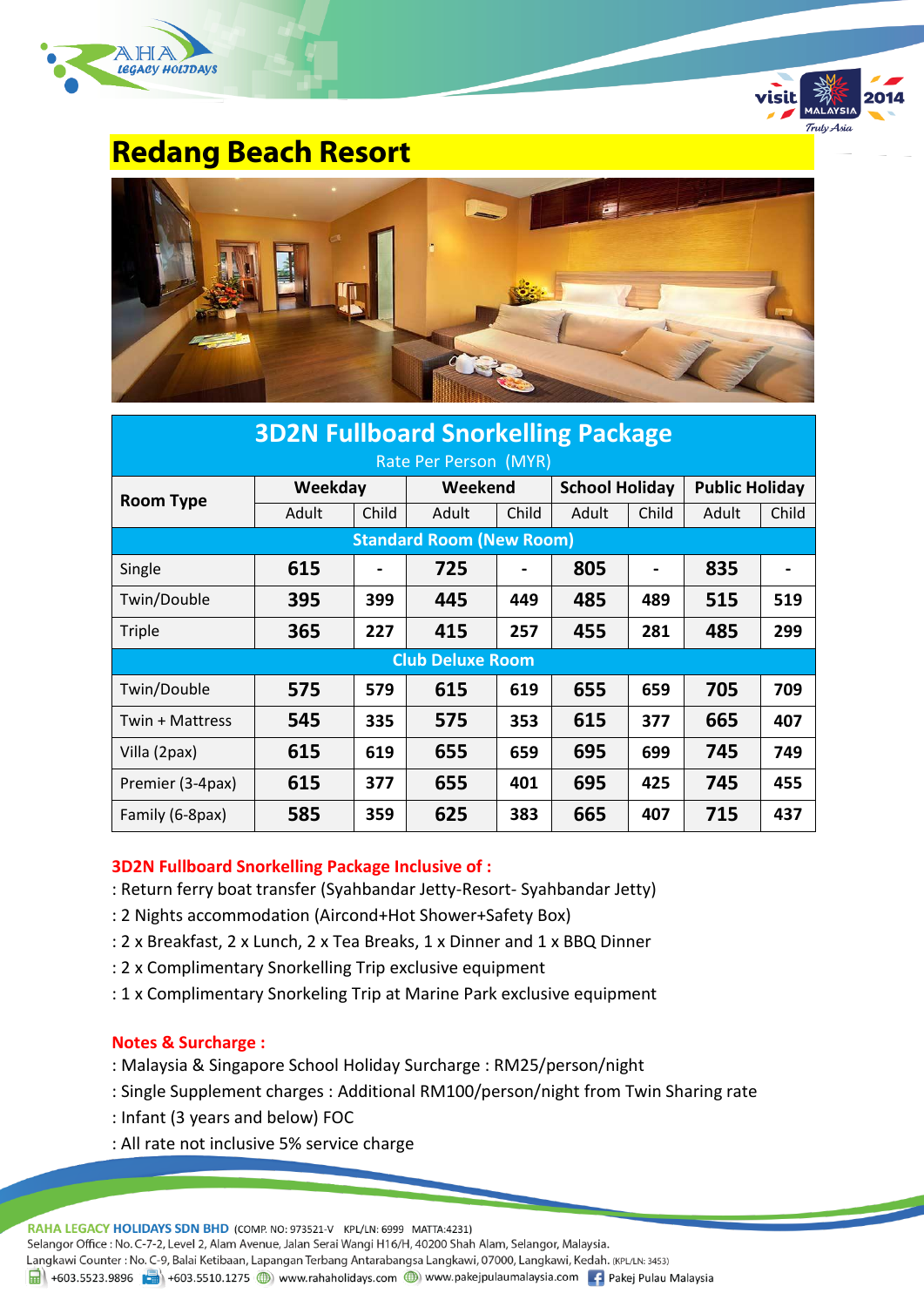# Redang Beach Resort

| Room Type | Weekday | | Weekend | | School Holiday | | Public Holiday | |
|---|---|---|---|---|---|---|---|---|
| | Adult | Child | Adult | Child | Adult | Child | Adult | Child |
| **Standard Room (New Room)** | | | | | | | | |
| Single | **615** | **-** | **725** | **-** | **805** | **-** | **835** | **-** |
| Twin/Double | **395** | **399** | **445** | **449** | **485** | **489** | **515** | **519** |
| Triple | **365** | **227** | **415** | **257** | **455** | **281** | **485** | **299** |
| **Club Deluxe Room** | | | | | | | | |
| Twin/Double | **575** | **579** | **615** | **619** | **655** | **659** | **705** | **709** |
| Twin + Mattress | **545** | **335** | **575** | **353** | **615** | **377** | **665** | **407** |
| Villa (2pax) | **615** | **619** | **655** | **659** | **695** | **699** | **745** | **749** |
| Premier (3-4pax) | **615** | **377** | **655** | **401** | **695** | **425** | **745** | **455** |
| Family (6-8pax) | **585** | **359** | **625** | **383** | **665** | **407** | **715** | **437** |

**3D2N Fullboard Snorkelling Package** — Rate Per Person (MYR)

**3D2N Fullboard Snorkelling Package Inclusive of :**

: Return ferry boat transfer (Syahbandar Jetty-Resort- Syahbandar Jetty)
: 2 Nights accommodation (Aircond+Hot Shower+Safety Box)
: 2 x Breakfast, 2 x Lunch, 2 x Tea Breaks, 1 x Dinner and 1 x BBQ Dinner
: 2 x Complimentary Snorkelling Trip exclusive equipment
: 1 x Complimentary Snorkeling Trip at Marine Park exclusive equipment

**Notes & Surcharge :**

: Malaysia & Singapore School Holiday Surcharge : RM25/person/night
: Single Supplement charges : Additional RM100/person/night from Twin Sharing rate
: Infant (3 years and below) FOC
: All rate not inclusive 5% service charge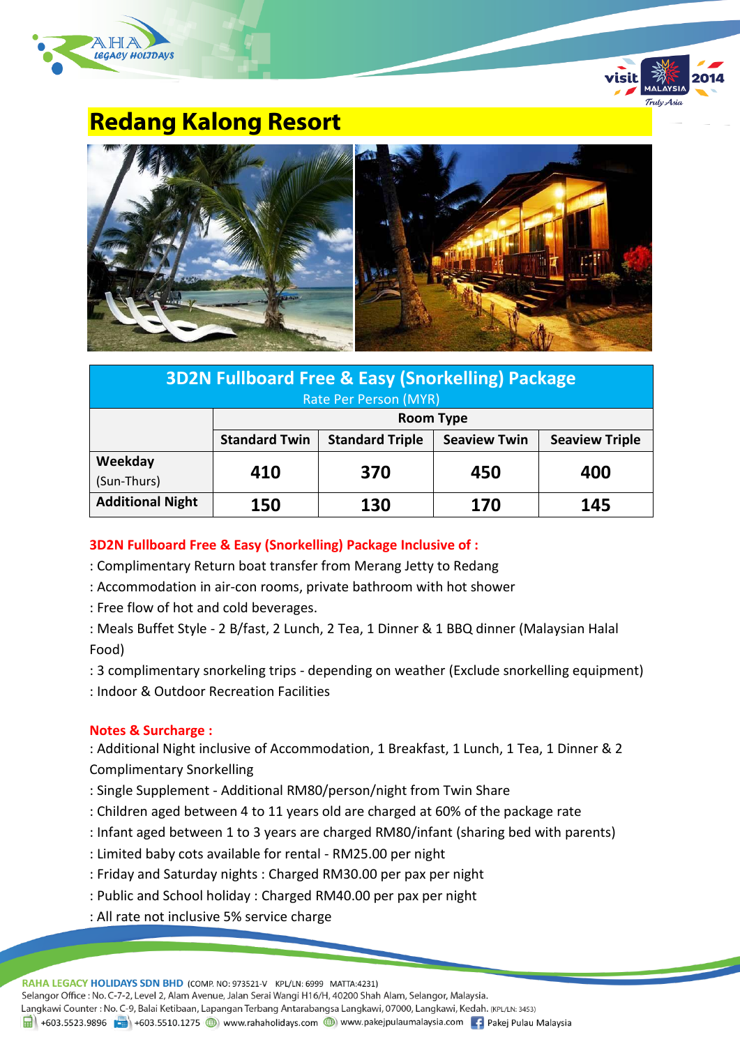# Redang Kalong Resort

| 3D2N Fullboard Free & Easy (Snorkelling) Package Rate Per Person (MYR) | | | | |
|---|---|---|---|---|
| | Room Type | | | |
| | Standard Twin | Standard Triple | Seaview Twin | Seaview Triple |
| Weekday (Sun-Thurs) | 410 | 370 | 450 | 400 |
| Additional Night | 150 | 130 | 170 | 145 |

**3D2N Fullboard Free & Easy (Snorkelling) Package Inclusive of :**

: Complimentary Return boat transfer from Merang Jetty to Redang

: Accommodation in air-con rooms, private bathroom with hot shower

: Free flow of hot and cold beverages.

: Meals Buffet Style - 2 B/fast, 2 Lunch, 2 Tea, 1 Dinner & 1 BBQ dinner (Malaysian Halal Food)

: 3 complimentary snorkeling trips - depending on weather (Exclude snorkelling equipment)

: Indoor & Outdoor Recreation Facilities

**Notes & Surcharge :**

: Additional Night inclusive of Accommodation, 1 Breakfast, 1 Lunch, 1 Tea, 1 Dinner & 2 Complimentary Snorkelling

: Single Supplement - Additional RM80/person/night from Twin Share

: Children aged between 4 to 11 years old are charged at 60% of the package rate

: Infant aged between 1 to 3 years are charged RM80/infant (sharing bed with parents)

: Limited baby cots available for rental - RM25.00 per night

: Friday and Saturday nights : Charged RM30.00 per pax per night

: Public and School holiday : Charged RM40.00 per pax per night

: All rate not inclusive 5% service charge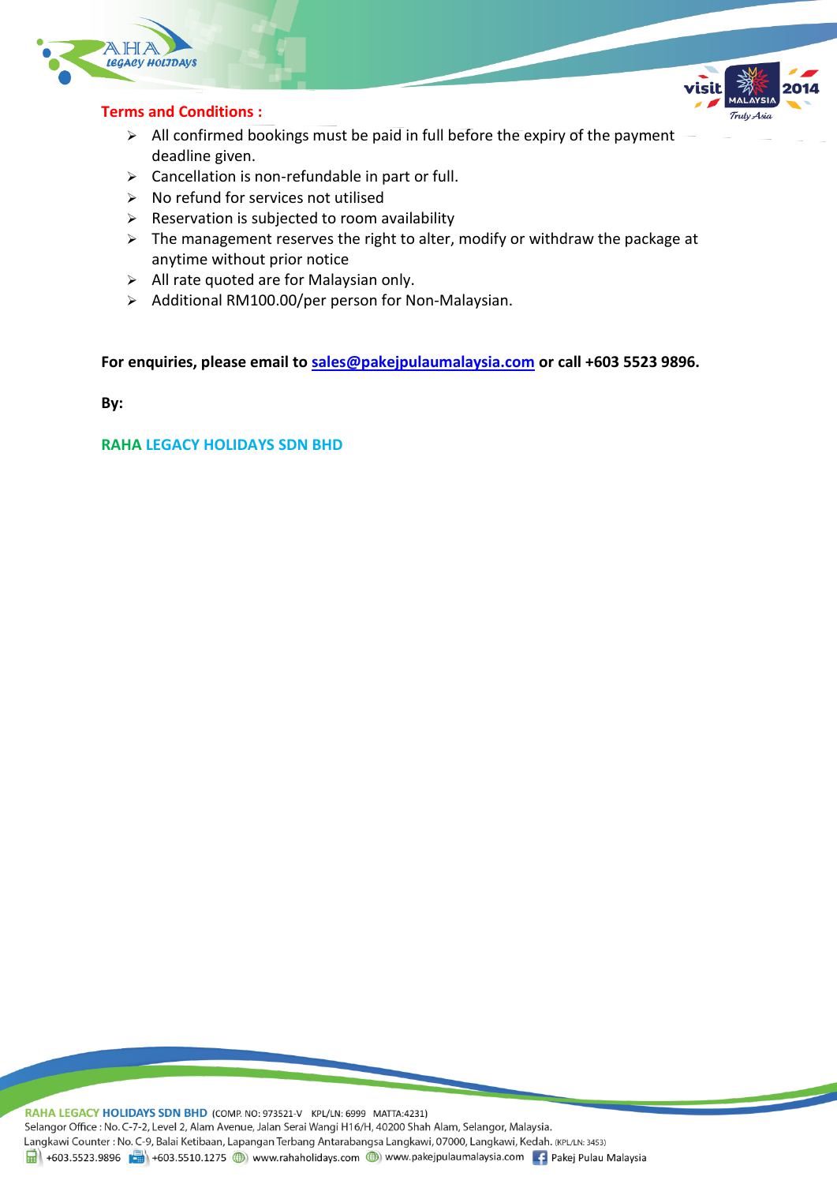**Terms and Conditions :**

- All confirmed bookings must be paid in full before the expiry of the payment deadline given.
- Cancellation is non-refundable in part or full.
- No refund for services not utilised
- Reservation is subjected to room availability
- The management reserves the right to alter, modify or withdraw the package at anytime without prior notice
- All rate quoted are for Malaysian only.
- Additional RM100.00/per person for Non-Malaysian.

**For enquiries, please email to sales@pakejpulaumalaysia.com or call +603 5523 9896.**

**By:**

**RAHA LEGACY HOLIDAYS SDN BHD**